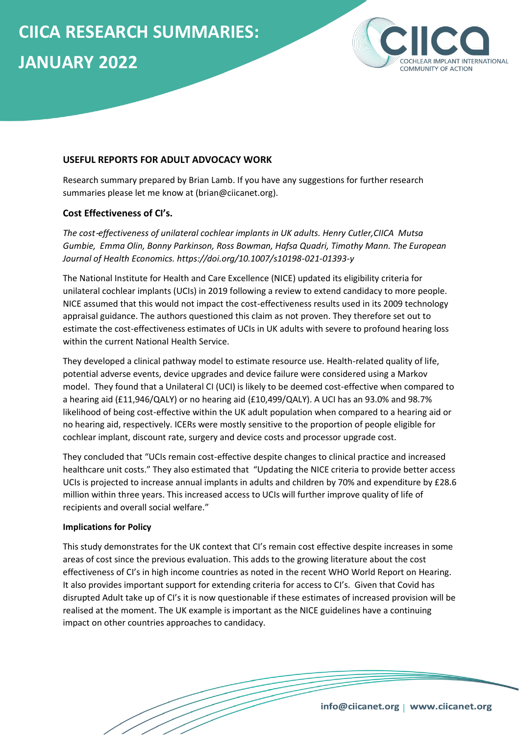# CIICA RESEARCH SUMMARIES: JANUARY 2022

COCHLEAR IMPLANT INTERNATIONAL COMMUNITY OF ACTION

**USEFUL REPORTS FOR ADULT ADVOCACY WORK**

Research summary prepared by Brian Lamb. If you have any suggestions for further research summaries please let me know at (brian@ciicanet.org).

## Cost Effectiveness of CI's.

*The cost-effectiveness of unilateral cochlear implants in UK adults. Henry Cutler,CIICA Mutsa Gumbie, Emma Olin, Bonny Parkinson, Ross Bowman, Hafsa Quadri, Timothy Mann. The European Journal of Health Economics. https://doi.org/10.1007/s10198-021-01393-y*

The National Institute for Health and Care Excellence (NICE) updated its eligibility criteria for unilateral cochlear implants (UCIs) in 2019 following a review to extend candidacy to more people. NICE assumed that this would not impact the cost-effectiveness results used in its 2009 technology appraisal guidance. The authors questioned this claim as not proven. They therefore set out to estimate the cost-effectiveness estimates of UCIs in UK adults with severe to profound hearing loss within the current National Health Service.

They developed a clinical pathway model to estimate resource use. Health-related quality of life, potential adverse events, device upgrades and device failure were considered using a Markov model. They found that a Unilateral CI (UCI) is likely to be deemed cost-effective when compared to a hearing aid (£11,946/QALY) or no hearing aid (£10,499/QALY). A UCI has an 93.0% and 98.7% likelihood of being cost-effective within the UK adult population when compared to a hearing aid or no hearing aid, respectively. ICERs were mostly sensitive to the proportion of people eligible for cochlear implant, discount rate, surgery and device costs and processor upgrade cost.

They concluded that "UCIs remain cost-effective despite changes to clinical practice and increased healthcare unit costs." They also estimated that "Updating the NICE criteria to provide better access UCIs is projected to increase annual implants in adults and children by 70% and expenditure by £28.6 million within three years. This increased access to UCIs will further improve quality of life of recipients and overall social welfare."

**Implications for Policy**

This study demonstrates for the UK context that CI's remain cost effective despite increases in some areas of cost since the previous evaluation. This adds to the growing literature about the cost effectiveness of CI's in high income countries as noted in the recent WHO World Report on Hearing. It also provides important support for extending criteria for access to CI's. Given that Covid has disrupted Adult take up of CI's it is now questionable if these estimates of increased provision will be realised at the moment. The UK example is important as the NICE guidelines have a continuing impact on other countries approaches to candidacy.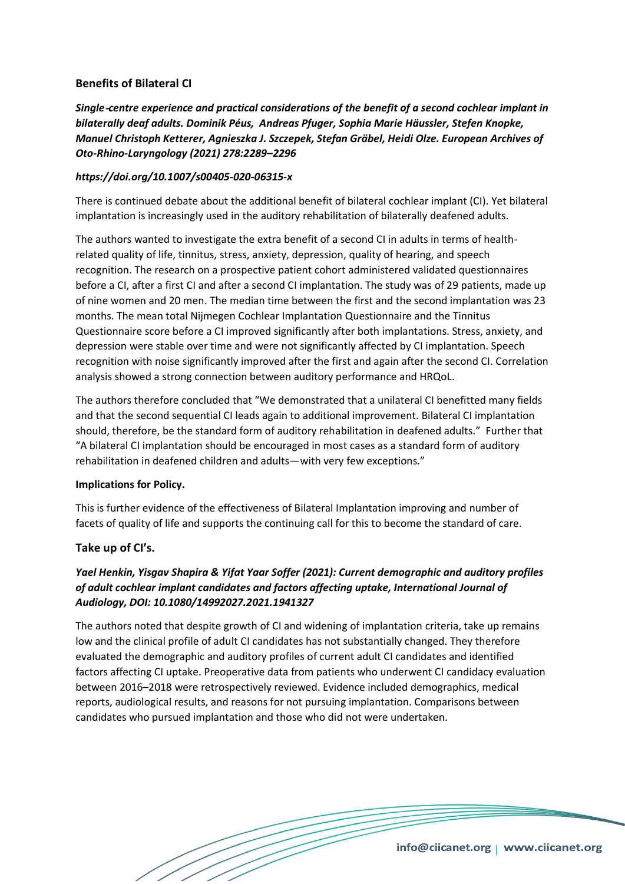## Benefits of Bilateral CI

***Single-centre experience and practical considerations of the benefit of a second cochlear implant in bilaterally deaf adults. Dominik Péus, Andreas Pfuger, Sophia Marie Häussler, Stefen Knopke, Manuel Christoph Ketterer, Agnieszka J. Szczepek, Stefan Gräbel, Heidi Olze. European Archives of Oto-Rhino-Laryngology (2021) 278:2289–2296***

***https://doi.org/10.1007/s00405-020-06315-x***

There is continued debate about the additional benefit of bilateral cochlear implant (CI). Yet bilateral implantation is increasingly used in the auditory rehabilitation of bilaterally deafened adults.

The authors wanted to investigate the extra benefit of a second CI in adults in terms of health-related quality of life, tinnitus, stress, anxiety, depression, quality of hearing, and speech recognition. The research on a prospective patient cohort administered validated questionnaires before a CI, after a first CI and after a second CI implantation. The study was of 29 patients, made up of nine women and 20 men. The median time between the first and the second implantation was 23 months. The mean total Nijmegen Cochlear Implantation Questionnaire and the Tinnitus Questionnaire score before a CI improved significantly after both implantations. Stress, anxiety, and depression were stable over time and were not significantly affected by CI implantation. Speech recognition with noise significantly improved after the first and again after the second CI. Correlation analysis showed a strong connection between auditory performance and HRQoL.

The authors therefore concluded that "We demonstrated that a unilateral CI benefitted many fields and that the second sequential CI leads again to additional improvement. Bilateral CI implantation should, therefore, be the standard form of auditory rehabilitation in deafened adults." Further that "A bilateral CI implantation should be encouraged in most cases as a standard form of auditory rehabilitation in deafened children and adults—with very few exceptions."

**Implications for Policy.**

This is further evidence of the effectiveness of Bilateral Implantation improving and number of facets of quality of life and supports the continuing call for this to become the standard of care.

## Take up of CI's.

***Yael Henkin, Yisgav Shapira & Yifat Yaar Soffer (2021): Current demographic and auditory profiles of adult cochlear implant candidates and factors affecting uptake, International Journal of Audiology, DOI: 10.1080/14992027.2021.1941327***

The authors noted that despite growth of CI and widening of implantation criteria, take up remains low and the clinical profile of adult CI candidates has not substantially changed. They therefore evaluated the demographic and auditory profiles of current adult CI candidates and identified factors affecting CI uptake. Preoperative data from patients who underwent CI candidacy evaluation between 2016–2018 were retrospectively reviewed. Evidence included demographics, medical reports, audiological results, and reasons for not pursuing implantation. Comparisons between candidates who pursued implantation and those who did not were undertaken.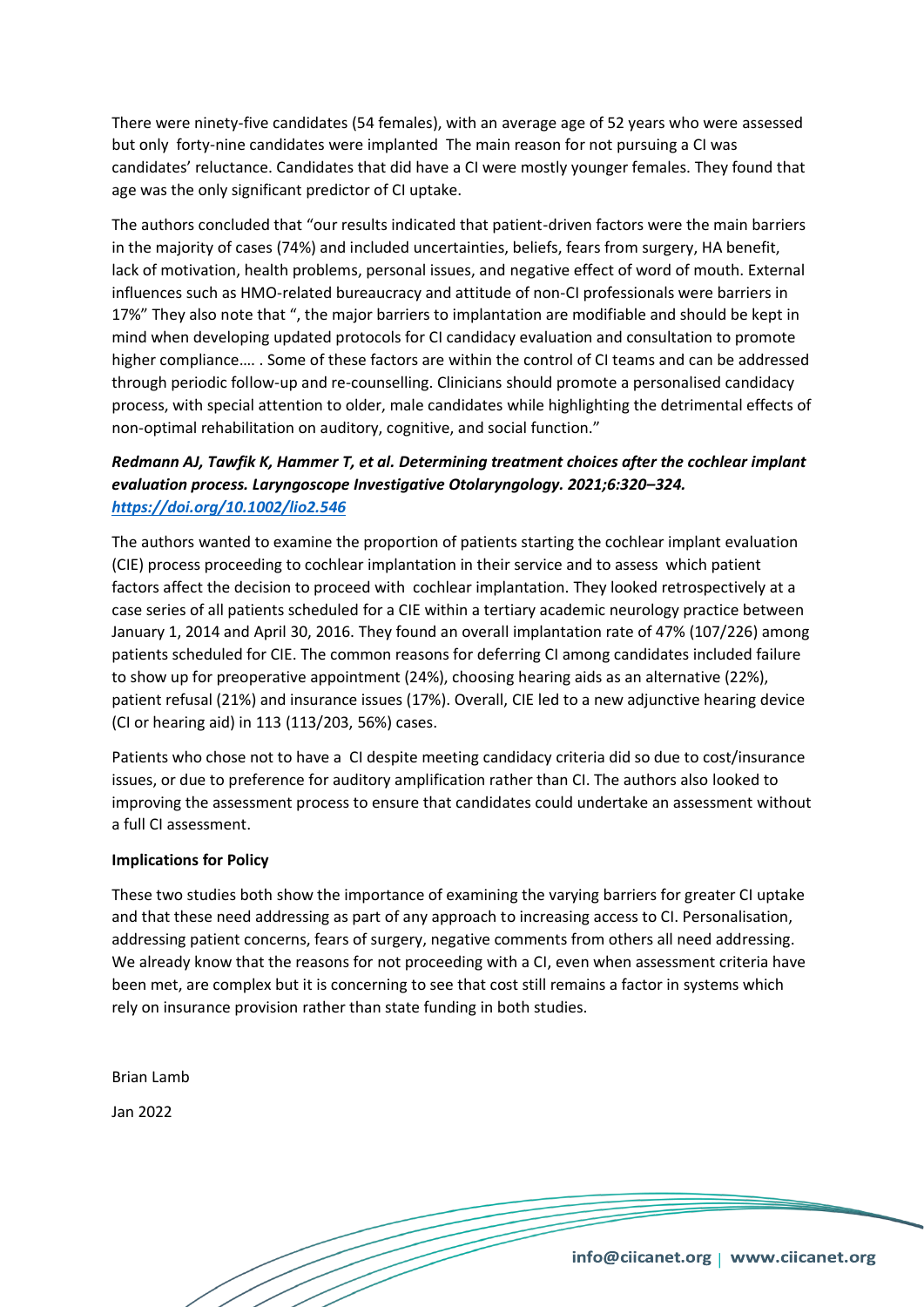There were ninety-five candidates (54 females), with an average age of 52 years who were assessed but only forty-nine candidates were implanted The main reason for not pursuing a CI was candidates' reluctance. Candidates that did have a CI were mostly younger females. They found that age was the only significant predictor of CI uptake.

The authors concluded that "our results indicated that patient-driven factors were the main barriers in the majority of cases (74%) and included uncertainties, beliefs, fears from surgery, HA benefit, lack of motivation, health problems, personal issues, and negative effect of word of mouth. External influences such as HMO-related bureaucracy and attitude of non-CI professionals were barriers in 17%" They also note that ", the major barriers to implantation are modifiable and should be kept in mind when developing updated protocols for CI candidacy evaluation and consultation to promote higher compliance…. . Some of these factors are within the control of CI teams and can be addressed through periodic follow-up and re-counselling. Clinicians should promote a personalised candidacy process, with special attention to older, male candidates while highlighting the detrimental effects of non-optimal rehabilitation on auditory, cognitive, and social function."

***Redmann AJ, Tawfik K, Hammer T, et al. Determining treatment choices after the cochlear implant evaluation process. Laryngoscope Investigative Otolaryngology. 2021;6:320–324. https://doi.org/10.1002/lio2.546***

The authors wanted to examine the proportion of patients starting the cochlear implant evaluation (CIE) process proceeding to cochlear implantation in their service and to assess which patient factors affect the decision to proceed with cochlear implantation. They looked retrospectively at a case series of all patients scheduled for a CIE within a tertiary academic neurology practice between January 1, 2014 and April 30, 2016. They found an overall implantation rate of 47% (107/226) among patients scheduled for CIE. The common reasons for deferring CI among candidates included failure to show up for preoperative appointment (24%), choosing hearing aids as an alternative (22%), patient refusal (21%) and insurance issues (17%). Overall, CIE led to a new adjunctive hearing device (CI or hearing aid) in 113 (113/203, 56%) cases.

Patients who chose not to have a CI despite meeting candidacy criteria did so due to cost/insurance issues, or due to preference for auditory amplification rather than CI. The authors also looked to improving the assessment process to ensure that candidates could undertake an assessment without a full CI assessment.

**Implications for Policy**

These two studies both show the importance of examining the varying barriers for greater CI uptake and that these need addressing as part of any approach to increasing access to CI. Personalisation, addressing patient concerns, fears of surgery, negative comments from others all need addressing. We already know that the reasons for not proceeding with a CI, even when assessment criteria have been met, are complex but it is concerning to see that cost still remains a factor in systems which rely on insurance provision rather than state funding in both studies.

Brian Lamb

Jan 2022